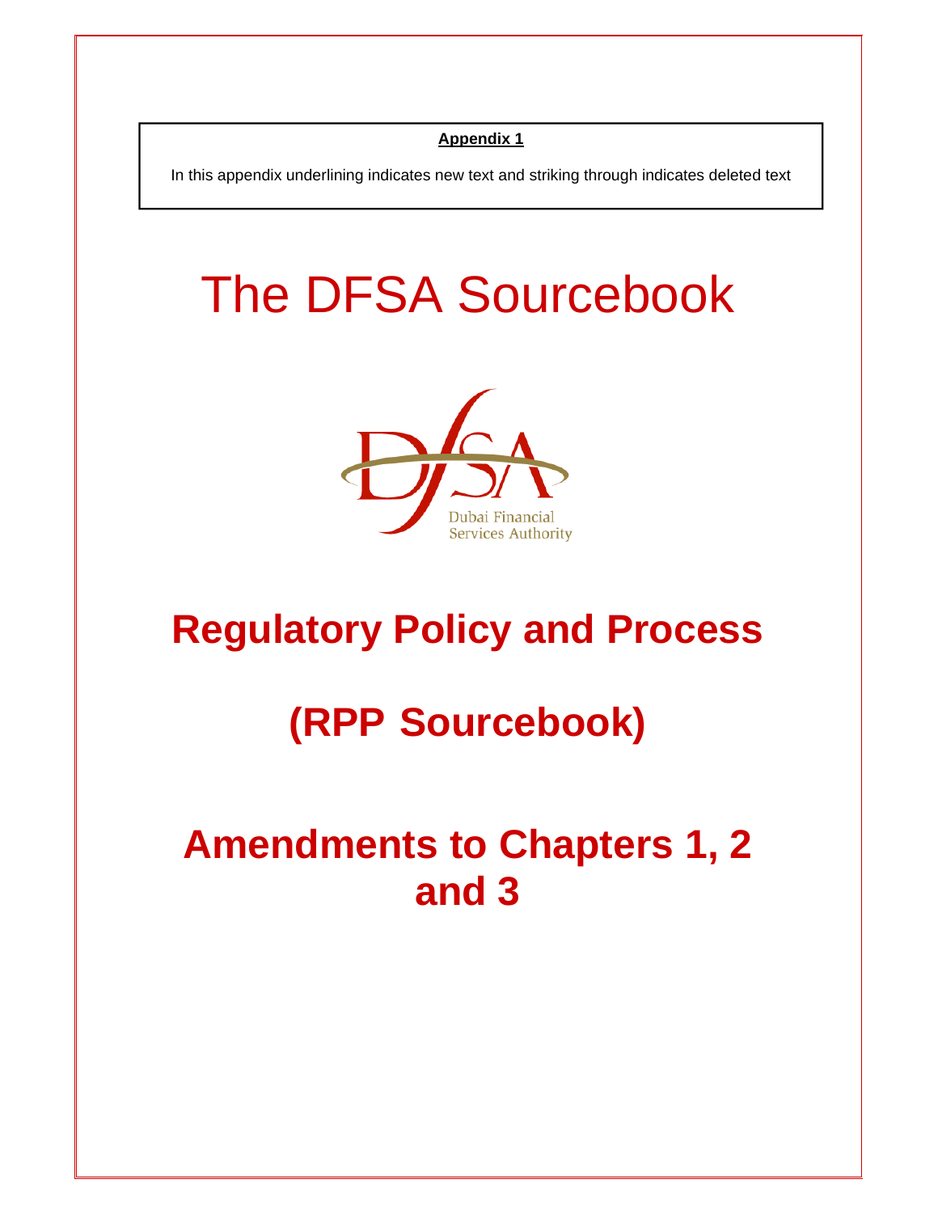**Appendix 1**

In this appendix underlining indicates new text and striking through indicates deleted text

# The DFSA Sourcebook

Dubai Financial Services Authority

# Regulatory Policy and Process

# (RPP Sourcebook)

# Amendments to Chapters 1, 2 and 3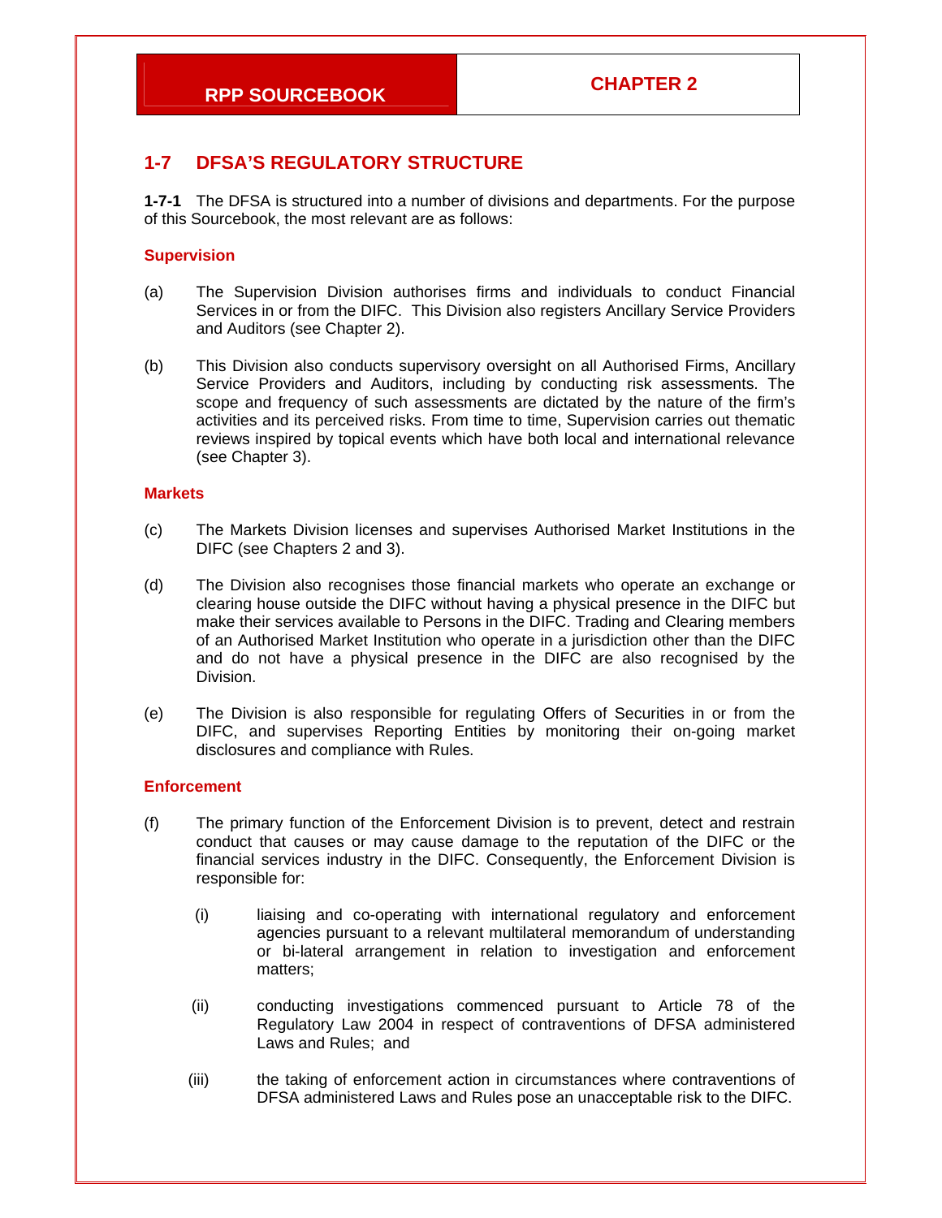## 1-7 DFSA'S REGULATORY STRUCTURE

**1-7-1** The DFSA is structured into a number of divisions and departments. For the purpose of this Sourcebook, the most relevant are as follows:

### Supervision

(a) The Supervision Division authorises firms and individuals to conduct Financial Services in or from the DIFC. This Division also registers Ancillary Service Providers and Auditors (see Chapter 2).

(b) This Division also conducts supervisory oversight on all Authorised Firms, Ancillary Service Providers and Auditors, including by conducting risk assessments. The scope and frequency of such assessments are dictated by the nature of the firm's activities and its perceived risks. From time to time, Supervision carries out thematic reviews inspired by topical events which have both local and international relevance (see Chapter 3).

### Markets

(c) The Markets Division licenses and supervises Authorised Market Institutions in the DIFC (see Chapters 2 and 3).

(d) The Division also recognises those financial markets who operate an exchange or clearing house outside the DIFC without having a physical presence in the DIFC but make their services available to Persons in the DIFC. Trading and Clearing members of an Authorised Market Institution who operate in a jurisdiction other than the DIFC and do not have a physical presence in the DIFC are also recognised by the Division.

(e) The Division is also responsible for regulating Offers of Securities in or from the DIFC, and supervises Reporting Entities by monitoring their on-going market disclosures and compliance with Rules.

### Enforcement

(f) The primary function of the Enforcement Division is to prevent, detect and restrain conduct that causes or may cause damage to the reputation of the DIFC or the financial services industry in the DIFC. Consequently, the Enforcement Division is responsible for:

  (i) liaising and co-operating with international regulatory and enforcement agencies pursuant to a relevant multilateral memorandum of understanding or bi-lateral arrangement in relation to investigation and enforcement matters;

  (ii) conducting investigations commenced pursuant to Article 78 of the Regulatory Law 2004 in respect of contraventions of DFSA administered Laws and Rules; and

  (iii) the taking of enforcement action in circumstances where contraventions of DFSA administered Laws and Rules pose an unacceptable risk to the DIFC.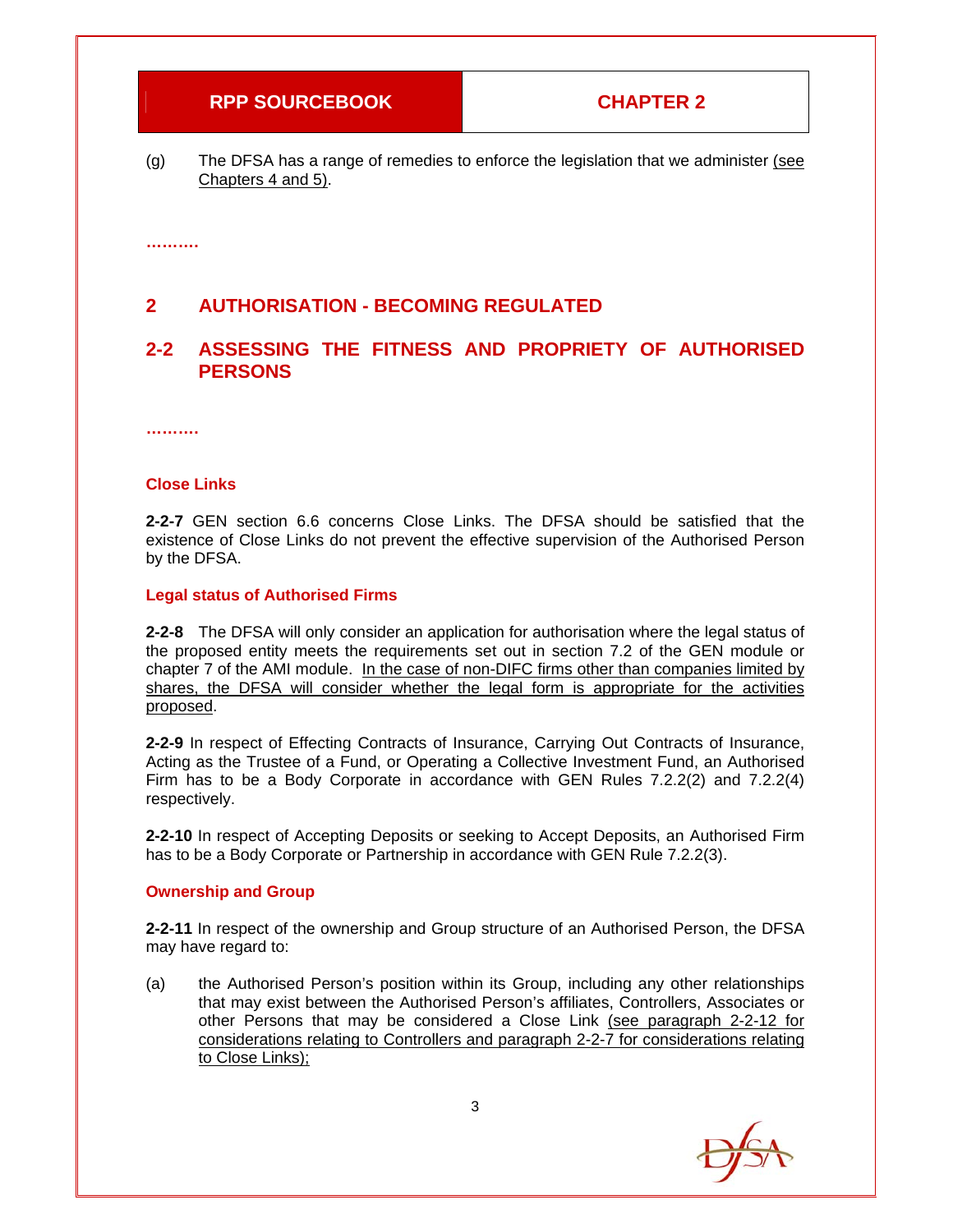(g) The DFSA has a range of remedies to enforce the legislation that we administer <u>(see Chapters 4 and 5)</u>.

……….

## 2 AUTHORISATION - BECOMING REGULATED

## 2-2 ASSESSING THE FITNESS AND PROPRIETY OF AUTHORISED PERSONS

……….

### Close Links

**2-2-7** GEN section 6.6 concerns Close Links. The DFSA should be satisfied that the existence of Close Links do not prevent the effective supervision of the Authorised Person by the DFSA.

### Legal status of Authorised Firms

**2-2-8** The DFSA will only consider an application for authorisation where the legal status of the proposed entity meets the requirements set out in section 7.2 of the GEN module or chapter 7 of the AMI module. <u>In the case of non-DIFC firms other than companies limited by shares, the DFSA will consider whether the legal form is appropriate for the activities proposed</u>.

**2-2-9** In respect of Effecting Contracts of Insurance, Carrying Out Contracts of Insurance, Acting as the Trustee of a Fund, or Operating a Collective Investment Fund, an Authorised Firm has to be a Body Corporate in accordance with GEN Rules 7.2.2(2) and 7.2.2(4) respectively.

**2-2-10** In respect of Accepting Deposits or seeking to Accept Deposits, an Authorised Firm has to be a Body Corporate or Partnership in accordance with GEN Rule 7.2.2(3).

### Ownership and Group

**2-2-11** In respect of the ownership and Group structure of an Authorised Person, the DFSA may have regard to:

(a) the Authorised Person's position within its Group, including any other relationships that may exist between the Authorised Person's affiliates, Controllers, Associates or other Persons that may be considered a Close Link <u>(see paragraph 2-2-12 for considerations relating to Controllers and paragraph 2-2-7 for considerations relating to Close Links);</u>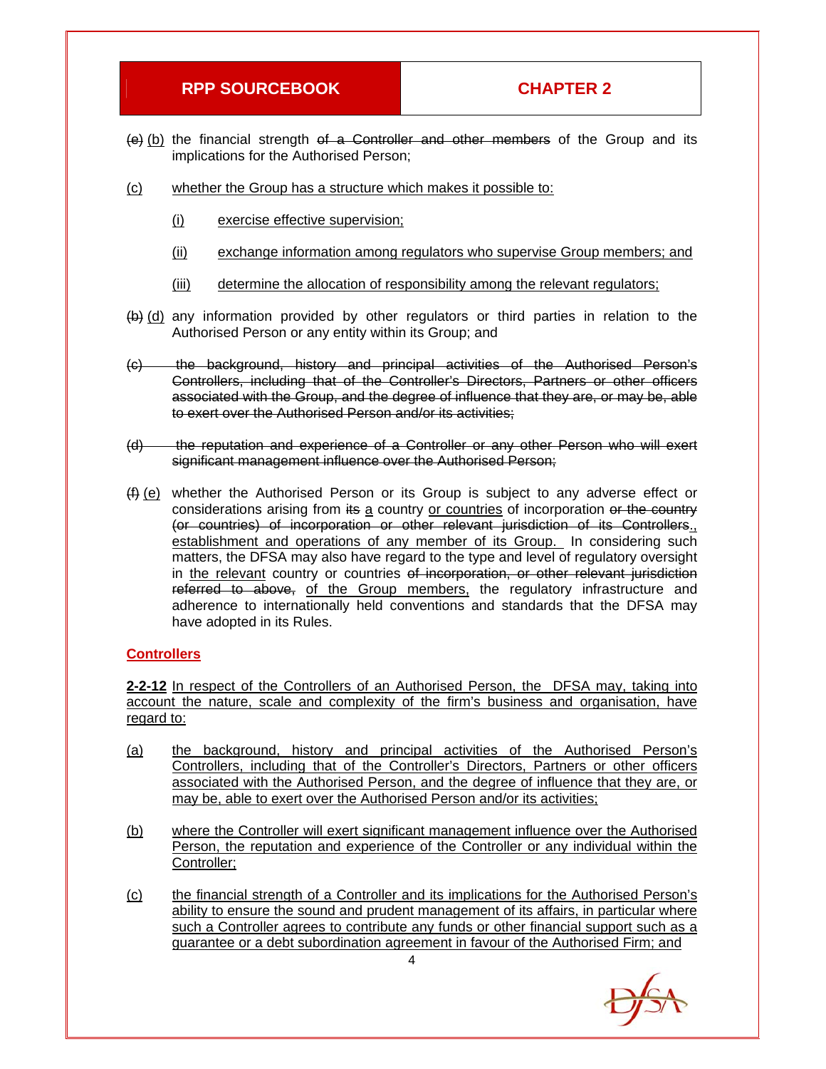~~(e)~~ (b) the financial strength ~~of a Controller and other members~~ of the Group and its implications for the Authorised Person;

(c) whether the Group has a structure which makes it possible to:

(i) exercise effective supervision;

(ii) exchange information among regulators who supervise Group members; and

(iii) determine the allocation of responsibility among the relevant regulators;

~~(b)~~ (d) any information provided by other regulators or third parties in relation to the Authorised Person or any entity within its Group; and

~~(c) the background, history and principal activities of the Authorised Person's Controllers, including that of the Controller's Directors, Partners or other officers associated with the Group, and the degree of influence that they are, or may be, able to exert over the Authorised Person and/or its activities;~~

~~(d) the reputation and experience of a Controller or any other Person who will exert significant management influence over the Authorised Person;~~

~~(f)~~ (e) whether the Authorised Person or its Group is subject to any adverse effect or considerations arising from ~~its~~ a country or countries of incorporation ~~or the country (or countries) of incorporation or other relevant jurisdiction of its Controllers~~., establishment and operations of any member of its Group. In considering such matters, the DFSA may also have regard to the type and level of regulatory oversight in the relevant country or countries ~~of incorporation, or other relevant jurisdiction referred to above,~~ of the Group members, the regulatory infrastructure and adherence to internationally held conventions and standards that the DFSA may have adopted in its Rules.

**Controllers**

**2-2-12** In respect of the Controllers of an Authorised Person, the DFSA may, taking into account the nature, scale and complexity of the firm's business and organisation, have regard to:

(a) the background, history and principal activities of the Authorised Person's Controllers, including that of the Controller's Directors, Partners or other officers associated with the Authorised Person, and the degree of influence that they are, or may be, able to exert over the Authorised Person and/or its activities;

(b) where the Controller will exert significant management influence over the Authorised Person, the reputation and experience of the Controller or any individual within the Controller;

(c) the financial strength of a Controller and its implications for the Authorised Person's ability to ensure the sound and prudent management of its affairs, in particular where such a Controller agrees to contribute any funds or other financial support such as a guarantee or a debt subordination agreement in favour of the Authorised Firm; and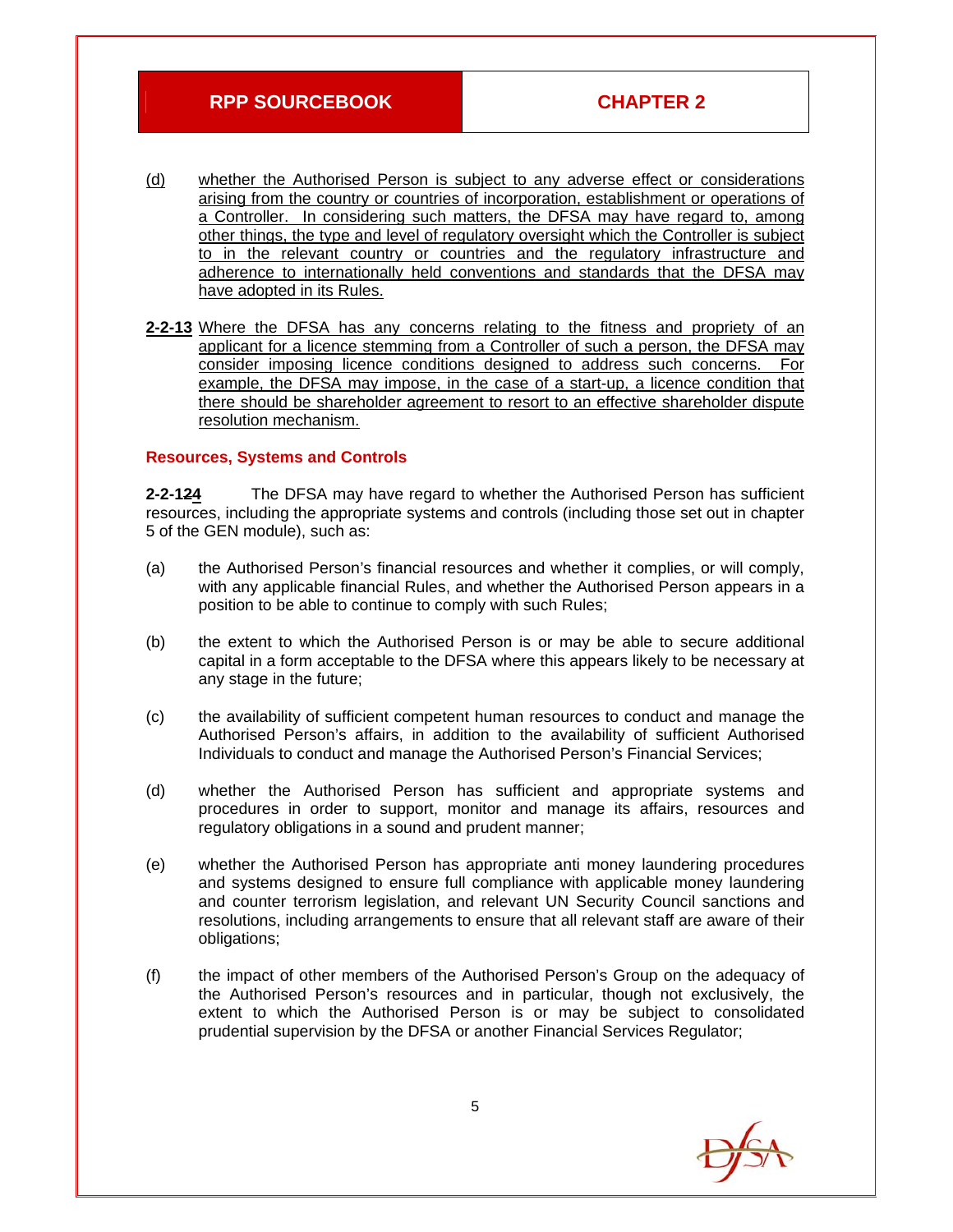(d) whether the Authorised Person is subject to any adverse effect or considerations arising from the country or countries of incorporation, establishment or operations of a Controller. In considering such matters, the DFSA may have regard to, among other things, the type and level of regulatory oversight which the Controller is subject to in the relevant country or countries and the regulatory infrastructure and adherence to internationally held conventions and standards that the DFSA may have adopted in its Rules.

**2-2-13** Where the DFSA has any concerns relating to the fitness and propriety of an applicant for a licence stemming from a Controller of such a person, the DFSA may consider imposing licence conditions designed to address such concerns. For example, the DFSA may impose, in the case of a start-up, a licence condition that there should be shareholder agreement to resort to an effective shareholder dispute resolution mechanism.

### Resources, Systems and Controls

**2-2-124** The DFSA may have regard to whether the Authorised Person has sufficient resources, including the appropriate systems and controls (including those set out in chapter 5 of the GEN module), such as:

(a) the Authorised Person's financial resources and whether it complies, or will comply, with any applicable financial Rules, and whether the Authorised Person appears in a position to be able to continue to comply with such Rules;

(b) the extent to which the Authorised Person is or may be able to secure additional capital in a form acceptable to the DFSA where this appears likely to be necessary at any stage in the future;

(c) the availability of sufficient competent human resources to conduct and manage the Authorised Person's affairs, in addition to the availability of sufficient Authorised Individuals to conduct and manage the Authorised Person's Financial Services;

(d) whether the Authorised Person has sufficient and appropriate systems and procedures in order to support, monitor and manage its affairs, resources and regulatory obligations in a sound and prudent manner;

(e) whether the Authorised Person has appropriate anti money laundering procedures and systems designed to ensure full compliance with applicable money laundering and counter terrorism legislation, and relevant UN Security Council sanctions and resolutions, including arrangements to ensure that all relevant staff are aware of their obligations;

(f) the impact of other members of the Authorised Person's Group on the adequacy of the Authorised Person's resources and in particular, though not exclusively, the extent to which the Authorised Person is or may be subject to consolidated prudential supervision by the DFSA or another Financial Services Regulator;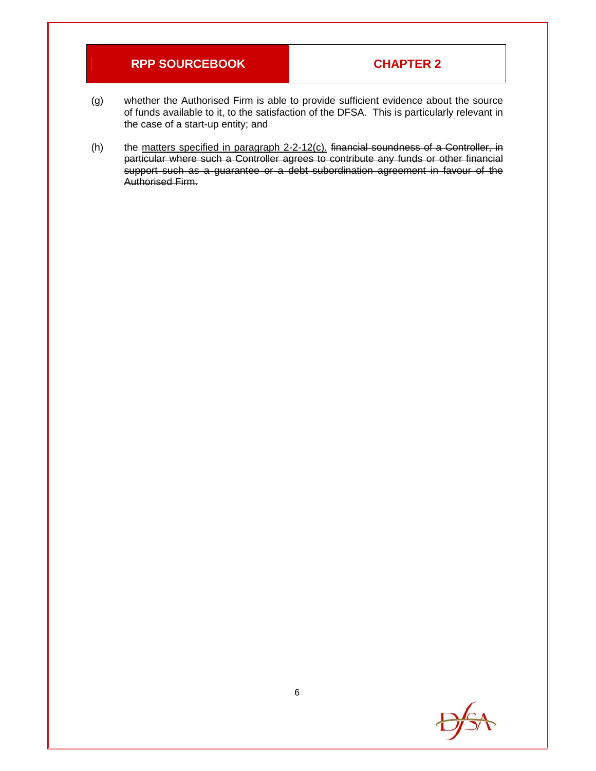(g) whether the Authorised Firm is able to provide sufficient evidence about the source of funds available to it, to the satisfaction of the DFSA. This is particularly relevant in the case of a start-up entity; and

(h) the <u>matters specified in paragraph 2-2-12(c).</u> ~~financial soundness of a Controller, in particular where such a Controller agrees to contribute any funds or other financial support such as a guarantee or a debt subordination agreement in favour of the Authorised Firm.~~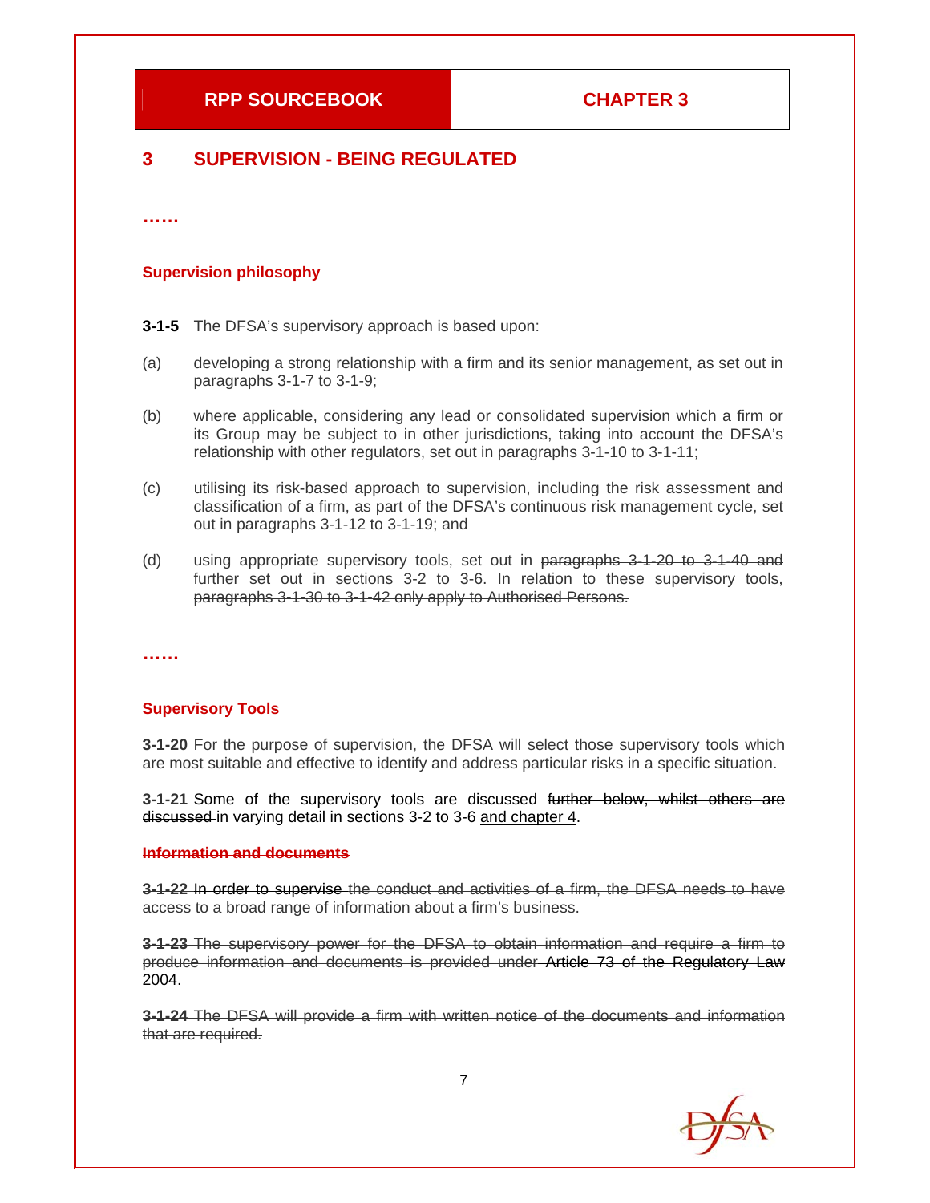| RPP SOURCEBOOK | CHAPTER 3 |
|---|---|

# 3 SUPERVISION - BEING REGULATED

……

### Supervision philosophy

**3-1-5** The DFSA's supervisory approach is based upon:

(a) developing a strong relationship with a firm and its senior management, as set out in paragraphs 3-1-7 to 3-1-9;

(b) where applicable, considering any lead or consolidated supervision which a firm or its Group may be subject to in other jurisdictions, taking into account the DFSA's relationship with other regulators, set out in paragraphs 3-1-10 to 3-1-11;

(c) utilising its risk-based approach to supervision, including the risk assessment and classification of a firm, as part of the DFSA's continuous risk management cycle, set out in paragraphs 3-1-12 to 3-1-19; and

(d) using appropriate supervisory tools, set out in ~~paragraphs 3-1-20 to 3-1-40 and further set out in~~ sections 3-2 to 3-6. ~~In relation to these supervisory tools, paragraphs 3-1-30 to 3-1-42 only apply to Authorised Persons.~~

……

### Supervisory Tools

**3-1-20** For the purpose of supervision, the DFSA will select those supervisory tools which are most suitable and effective to identify and address particular risks in a specific situation.

**3-1-21** Some of the supervisory tools are discussed ~~further below, whilst others are discussed~~ in varying detail in sections 3-2 to 3-6 <u>and chapter 4</u>.

~~**Information and documents**~~

~~**3-1-22** In order to supervise the conduct and activities of a firm, the DFSA needs to have access to a broad range of information about a firm's business.~~

~~**3-1-23** The supervisory power for the DFSA to obtain information and require a firm to produce information and documents is provided under Article 73 of the Regulatory Law 2004.~~

~~**3-1-24** The DFSA will provide a firm with written notice of the documents and information that are required.~~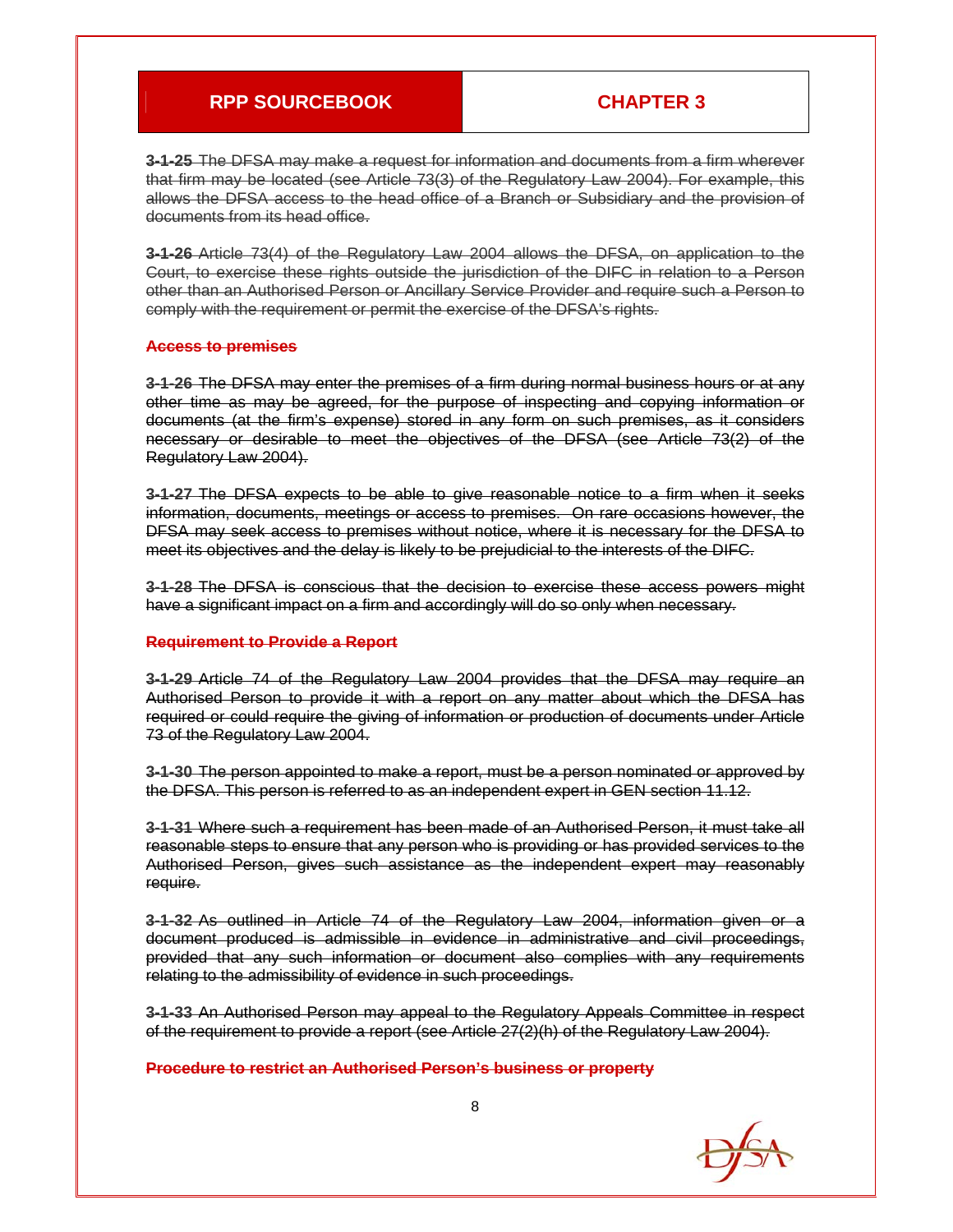~~**3-1-25** The DFSA may make a request for information and documents from a firm wherever that firm may be located (see Article 73(3) of the Regulatory Law 2004). For example, this allows the DFSA access to the head office of a Branch or Subsidiary and the provision of documents from its head office.~~

~~**3-1-26** Article 73(4) of the Regulatory Law 2004 allows the DFSA, on application to the Court, to exercise these rights outside the jurisdiction of the DIFC in relation to a Person other than an Authorised Person or Ancillary Service Provider and require such a Person to comply with the requirement or permit the exercise of the DFSA's rights.~~

~~**Access to premises**~~

~~**3-1-26** The DFSA may enter the premises of a firm during normal business hours or at any other time as may be agreed, for the purpose of inspecting and copying information or documents (at the firm's expense) stored in any form on such premises, as it considers necessary or desirable to meet the objectives of the DFSA (see Article 73(2) of the Regulatory Law 2004).~~

~~**3-1-27** The DFSA expects to be able to give reasonable notice to a firm when it seeks information, documents, meetings or access to premises. On rare occasions however, the DFSA may seek access to premises without notice, where it is necessary for the DFSA to meet its objectives and the delay is likely to be prejudicial to the interests of the DIFC.~~

~~**3-1-28** The DFSA is conscious that the decision to exercise these access powers might have a significant impact on a firm and accordingly will do so only when necessary.~~

~~**Requirement to Provide a Report**~~

~~**3-1-29** Article 74 of the Regulatory Law 2004 provides that the DFSA may require an Authorised Person to provide it with a report on any matter about which the DFSA has required or could require the giving of information or production of documents under Article 73 of the Regulatory Law 2004.~~

~~**3-1-30** The person appointed to make a report, must be a person nominated or approved by the DFSA. This person is referred to as an independent expert in GEN section 11.12.~~

~~**3-1-31** Where such a requirement has been made of an Authorised Person, it must take all reasonable steps to ensure that any person who is providing or has provided services to the Authorised Person, gives such assistance as the independent expert may reasonably require.~~

~~**3-1-32** As outlined in Article 74 of the Regulatory Law 2004, information given or a document produced is admissible in evidence in administrative and civil proceedings, provided that any such information or document also complies with any requirements relating to the admissibility of evidence in such proceedings.~~

~~**3-1-33** An Authorised Person may appeal to the Regulatory Appeals Committee in respect of the requirement to provide a report (see Article 27(2)(h) of the Regulatory Law 2004).~~

~~**Procedure to restrict an Authorised Person's business or property**~~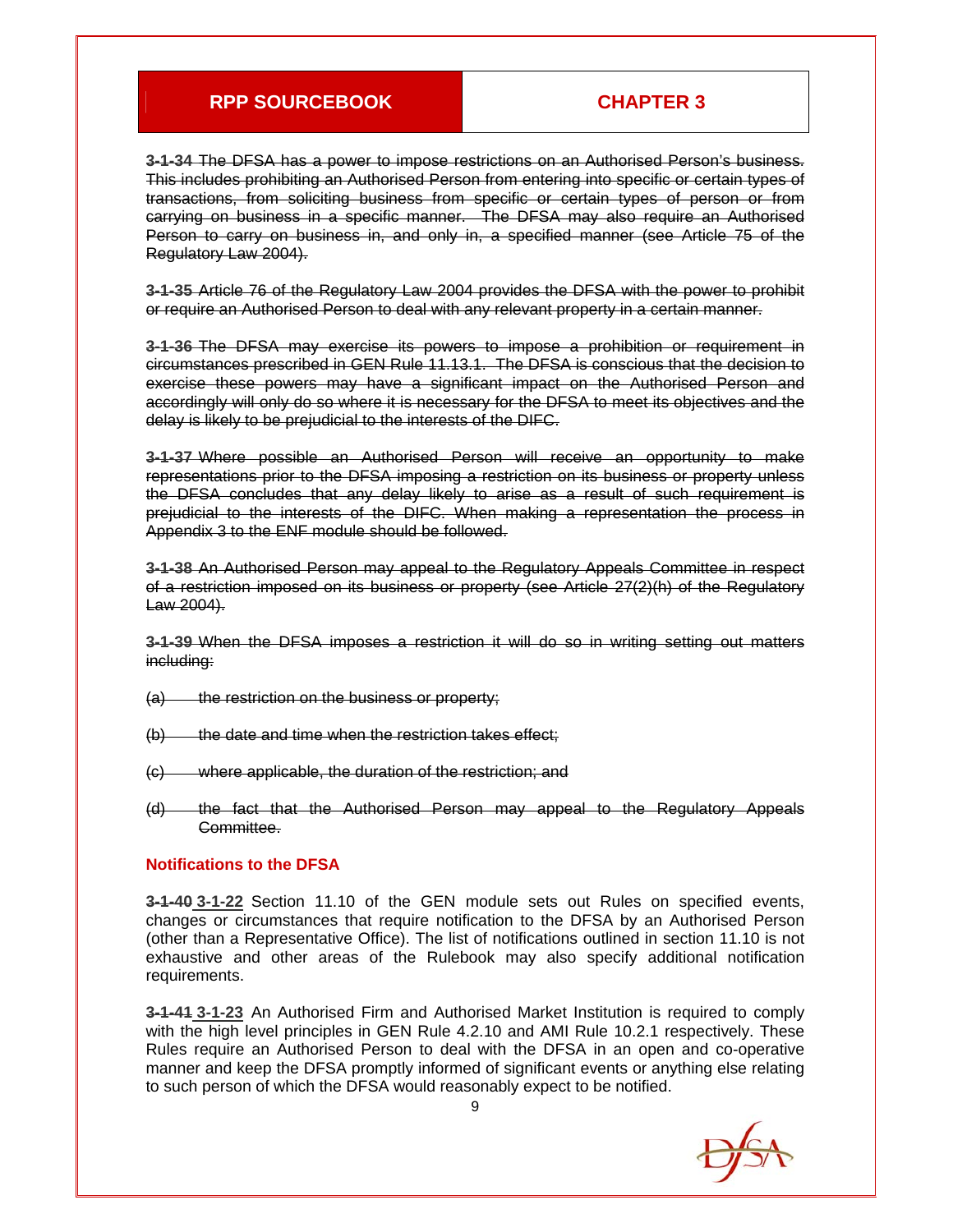~~**3-1-34** The DFSA has a power to impose restrictions on an Authorised Person's business. This includes prohibiting an Authorised Person from entering into specific or certain types of transactions, from soliciting business from specific or certain types of person or from carrying on business in a specific manner. The DFSA may also require an Authorised Person to carry on business in, and only in, a specified manner (see Article 75 of the Regulatory Law 2004).~~

~~**3-1-35** Article 76 of the Regulatory Law 2004 provides the DFSA with the power to prohibit or require an Authorised Person to deal with any relevant property in a certain manner.~~

~~**3-1-36** The DFSA may exercise its powers to impose a prohibition or requirement in circumstances prescribed in GEN Rule 11.13.1. The DFSA is conscious that the decision to exercise these powers may have a significant impact on the Authorised Person and accordingly will only do so where it is necessary for the DFSA to meet its objectives and the delay is likely to be prejudicial to the interests of the DIFC.~~

~~**3-1-37** Where possible an Authorised Person will receive an opportunity to make representations prior to the DFSA imposing a restriction on its business or property unless the DFSA concludes that any delay likely to arise as a result of such requirement is prejudicial to the interests of the DIFC. When making a representation the process in Appendix 3 to the ENF module should be followed.~~

~~**3-1-38** An Authorised Person may appeal to the Regulatory Appeals Committee in respect of a restriction imposed on its business or property (see Article 27(2)(h) of the Regulatory Law 2004).~~

~~**3-1-39** When the DFSA imposes a restriction it will do so in writing setting out matters including:~~

~~(a) the restriction on the business or property;~~

~~(b) the date and time when the restriction takes effect;~~

~~(c) where applicable, the duration of the restriction; and~~

~~(d) the fact that the Authorised Person may appeal to the Regulatory Appeals Committee.~~

## Notifications to the DFSA

~~**3-1-40**~~ <u>**3-1-22**</u> Section 11.10 of the GEN module sets out Rules on specified events, changes or circumstances that require notification to the DFSA by an Authorised Person (other than a Representative Office). The list of notifications outlined in section 11.10 is not exhaustive and other areas of the Rulebook may also specify additional notification requirements.

~~**3-1-41**~~ <u>**3-1-23**</u> An Authorised Firm and Authorised Market Institution is required to comply with the high level principles in GEN Rule 4.2.10 and AMI Rule 10.2.1 respectively. These Rules require an Authorised Person to deal with the DFSA in an open and co-operative manner and keep the DFSA promptly informed of significant events or anything else relating to such person of which the DFSA would reasonably expect to be notified.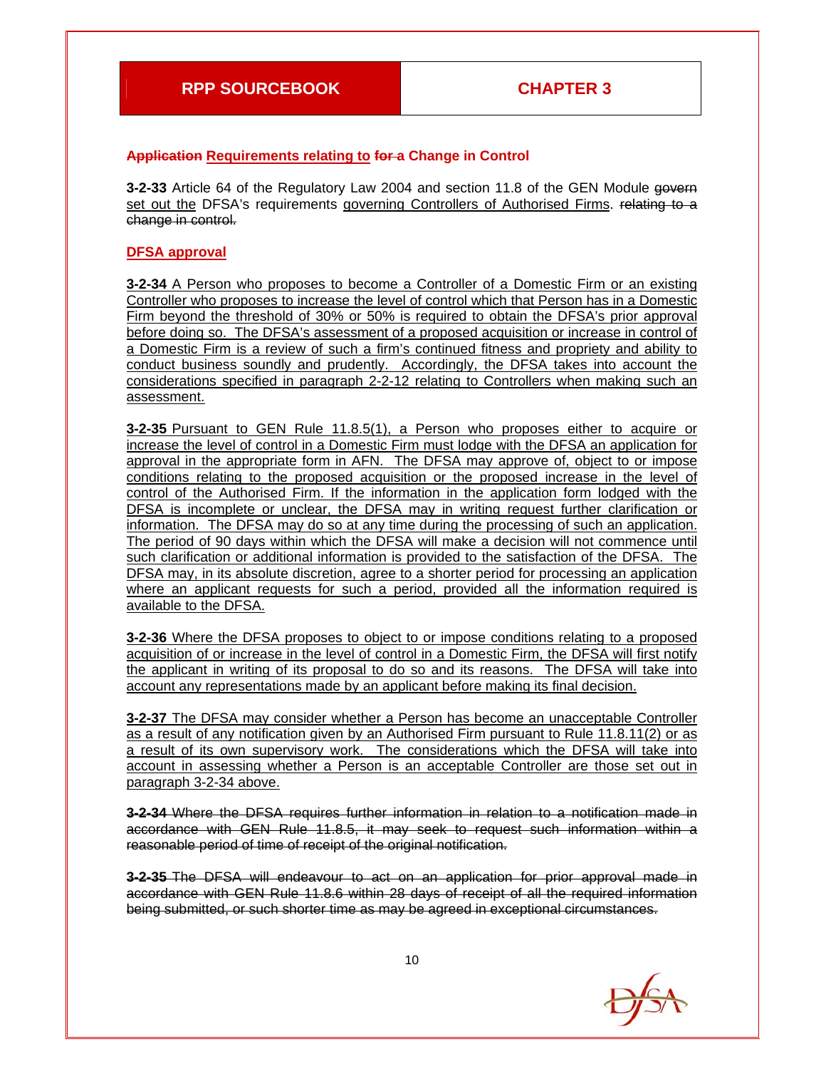**~~Application~~ <u>Requirements relating to</u> ~~for a~~ Change in Control**

**3-2-33** Article 64 of the Regulatory Law 2004 and section 11.8 of the GEN Module ~~govern~~ <u>set out the</u> DFSA's requirements <u>governing Controllers of Authorised Firms</u>. ~~relating to a change in control.~~

**<u>DFSA approval</u>**

<u>**3-2-34** A Person who proposes to become a Controller of a Domestic Firm or an existing Controller who proposes to increase the level of control which that Person has in a Domestic Firm beyond the threshold of 30% or 50% is required to obtain the DFSA's prior approval before doing so. The DFSA's assessment of a proposed acquisition or increase in control of a Domestic Firm is a review of such a firm's continued fitness and propriety and ability to conduct business soundly and prudently. Accordingly, the DFSA takes into account the considerations specified in paragraph 2-2-12 relating to Controllers when making such an assessment.</u>

<u>**3-2-35** Pursuant to GEN Rule 11.8.5(1), a Person who proposes either to acquire or increase the level of control in a Domestic Firm must lodge with the DFSA an application for approval in the appropriate form in AFN. The DFSA may approve of, object to or impose conditions relating to the proposed acquisition or the proposed increase in the level of control of the Authorised Firm. If the information in the application form lodged with the DFSA is incomplete or unclear, the DFSA may in writing request further clarification or information. The DFSA may do so at any time during the processing of such an application. The period of 90 days within which the DFSA will make a decision will not commence until such clarification or additional information is provided to the satisfaction of the DFSA. The DFSA may, in its absolute discretion, agree to a shorter period for processing an application where an applicant requests for such a period, provided all the information required is available to the DFSA.</u>

<u>**3-2-36** Where the DFSA proposes to object to or impose conditions relating to a proposed acquisition of or increase in the level of control in a Domestic Firm, the DFSA will first notify the applicant in writing of its proposal to do so and its reasons. The DFSA will take into account any representations made by an applicant before making its final decision.</u>

<u>**3-2-37** The DFSA may consider whether a Person has become an unacceptable Controller as a result of any notification given by an Authorised Firm pursuant to Rule 11.8.11(2) or as a result of its own supervisory work. The considerations which the DFSA will take into account in assessing whether a Person is an acceptable Controller are those set out in paragraph 3-2-34 above.</u>

~~**3-2-34** Where the DFSA requires further information in relation to a notification made in accordance with GEN Rule 11.8.5, it may seek to request such information within a reasonable period of time of receipt of the original notification.~~

~~**3-2-35** The DFSA will endeavour to act on an application for prior approval made in accordance with GEN Rule 11.8.6 within 28 days of receipt of all the required information being submitted, or such shorter time as may be agreed in exceptional circumstances.~~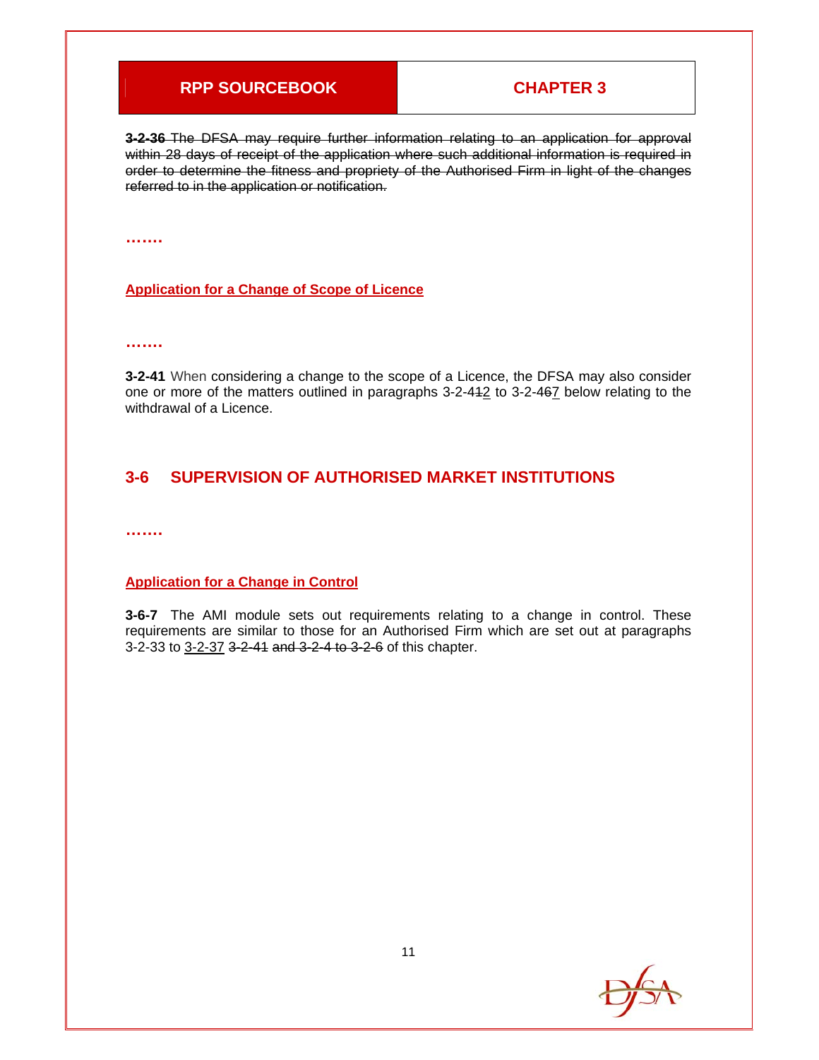~~**3-2-36** The DFSA may require further information relating to an application for approval within 28 days of receipt of the application where such additional information is required in order to determine the fitness and propriety of the Authorised Firm in light of the changes referred to in the application or notification.~~

**…….**

**Application for a Change of Scope of Licence**

**…….**

**3-2-41** When considering a change to the scope of a Licence, the DFSA may also consider one or more of the matters outlined in paragraphs 3-2-4~~1~~2 to 3-2-4~~6~~7 below relating to the withdrawal of a Licence.

## 3-6 SUPERVISION OF AUTHORISED MARKET INSTITUTIONS

**…….**

**Application for a Change in Control**

**3-6-7** The AMI module sets out requirements relating to a change in control. These requirements are similar to those for an Authorised Firm which are set out at paragraphs 3-2-33 to 3-2-37 ~~3-2-41 and 3-2-4 to 3-2-6~~ of this chapter.